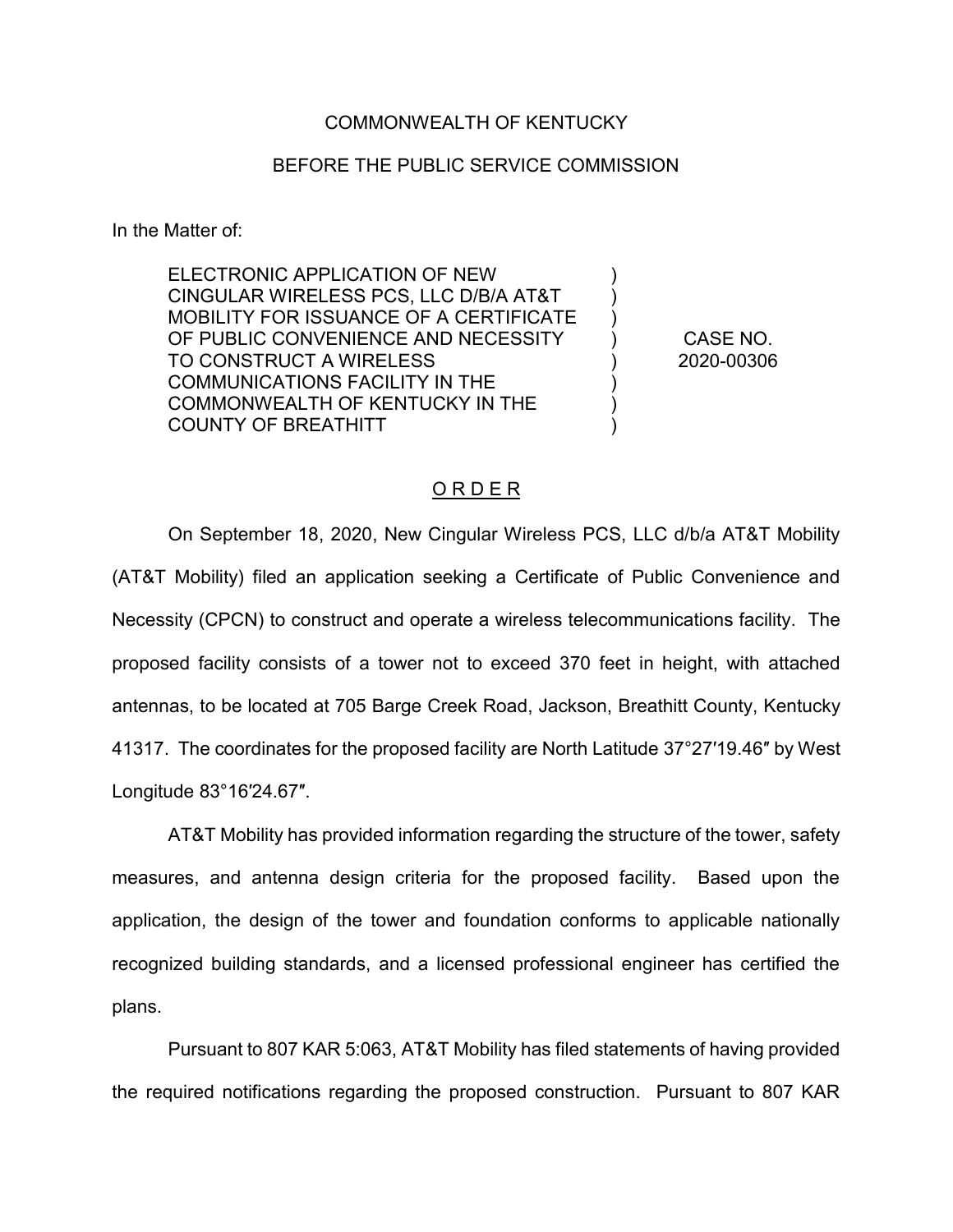COMMONWEALTH OF KENTUCKY

BEFORE THE PUBLIC SERVICE COMMISSION

In the Matter of:

| | | |
|---|---|---|
| ELECTRONIC APPLICATION OF NEW CINGULAR WIRELESS PCS, LLC D/B/A AT&T MOBILITY FOR ISSUANCE OF A CERTIFICATE OF PUBLIC CONVENIENCE AND NECESSITY TO CONSTRUCT A WIRELESS COMMUNICATIONS FACILITY IN THE COMMONWEALTH OF KENTUCKY IN THE COUNTY OF BREATHITT | ) | CASE NO. 2020-00306 |

## O R D E R

On September 18, 2020, New Cingular Wireless PCS, LLC d/b/a AT&T Mobility (AT&T Mobility) filed an application seeking a Certificate of Public Convenience and Necessity (CPCN) to construct and operate a wireless telecommunications facility. The proposed facility consists of a tower not to exceed 370 feet in height, with attached antennas, to be located at 705 Barge Creek Road, Jackson, Breathitt County, Kentucky 41317. The coordinates for the proposed facility are North Latitude 37°27′19.46″ by West Longitude 83°16′24.67″.

AT&T Mobility has provided information regarding the structure of the tower, safety measures, and antenna design criteria for the proposed facility. Based upon the application, the design of the tower and foundation conforms to applicable nationally recognized building standards, and a licensed professional engineer has certified the plans.

Pursuant to 807 KAR 5:063, AT&T Mobility has filed statements of having provided the required notifications regarding the proposed construction. Pursuant to 807 KAR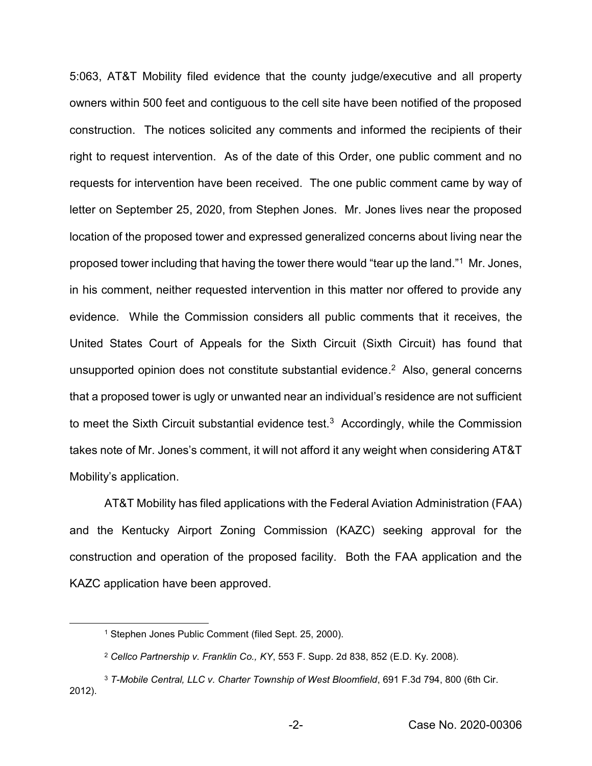5:063, AT&T Mobility filed evidence that the county judge/executive and all property owners within 500 feet and contiguous to the cell site have been notified of the proposed construction. The notices solicited any comments and informed the recipients of their right to request intervention. As of the date of this Order, one public comment and no requests for intervention have been received. The one public comment came by way of letter on September 25, 2020, from Stephen Jones. Mr. Jones lives near the proposed location of the proposed tower and expressed generalized concerns about living near the proposed tower including that having the tower there would "tear up the land."[1] Mr. Jones, in his comment, neither requested intervention in this matter nor offered to provide any evidence. While the Commission considers all public comments that it receives, the United States Court of Appeals for the Sixth Circuit (Sixth Circuit) has found that unsupported opinion does not constitute substantial evidence.[2] Also, general concerns that a proposed tower is ugly or unwanted near an individual's residence are not sufficient to meet the Sixth Circuit substantial evidence test.[3] Accordingly, while the Commission takes note of Mr. Jones's comment, it will not afford it any weight when considering AT&T Mobility's application.

AT&T Mobility has filed applications with the Federal Aviation Administration (FAA) and the Kentucky Airport Zoning Commission (KAZC) seeking approval for the construction and operation of the proposed facility. Both the FAA application and the KAZC application have been approved.

---

[1] Stephen Jones Public Comment (filed Sept. 25, 2000).

[2] *Cellco Partnership v. Franklin Co., KY*, 553 F. Supp. 2d 838, 852 (E.D. Ky. 2008).

[3] *T-Mobile Central, LLC v. Charter Township of West Bloomfield*, 691 F.3d 794, 800 (6th Cir. 2012).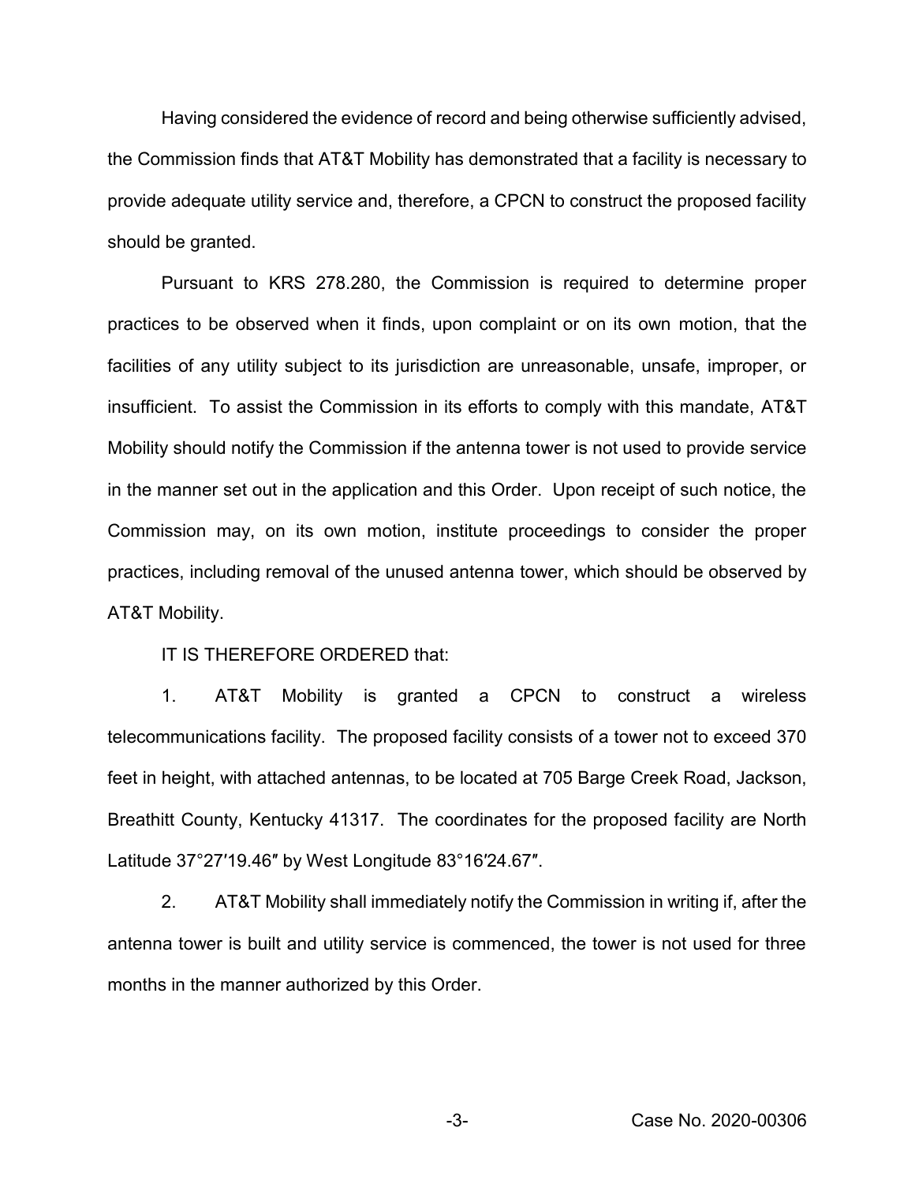Having considered the evidence of record and being otherwise sufficiently advised, the Commission finds that AT&T Mobility has demonstrated that a facility is necessary to provide adequate utility service and, therefore, a CPCN to construct the proposed facility should be granted.

Pursuant to KRS 278.280, the Commission is required to determine proper practices to be observed when it finds, upon complaint or on its own motion, that the facilities of any utility subject to its jurisdiction are unreasonable, unsafe, improper, or insufficient. To assist the Commission in its efforts to comply with this mandate, AT&T Mobility should notify the Commission if the antenna tower is not used to provide service in the manner set out in the application and this Order. Upon receipt of such notice, the Commission may, on its own motion, institute proceedings to consider the proper practices, including removal of the unused antenna tower, which should be observed by AT&T Mobility.

IT IS THEREFORE ORDERED that:

1. AT&T Mobility is granted a CPCN to construct a wireless telecommunications facility. The proposed facility consists of a tower not to exceed 370 feet in height, with attached antennas, to be located at 705 Barge Creek Road, Jackson, Breathitt County, Kentucky 41317. The coordinates for the proposed facility are North Latitude 37°27′19.46″ by West Longitude 83°16′24.67″.

2. AT&T Mobility shall immediately notify the Commission in writing if, after the antenna tower is built and utility service is commenced, the tower is not used for three months in the manner authorized by this Order.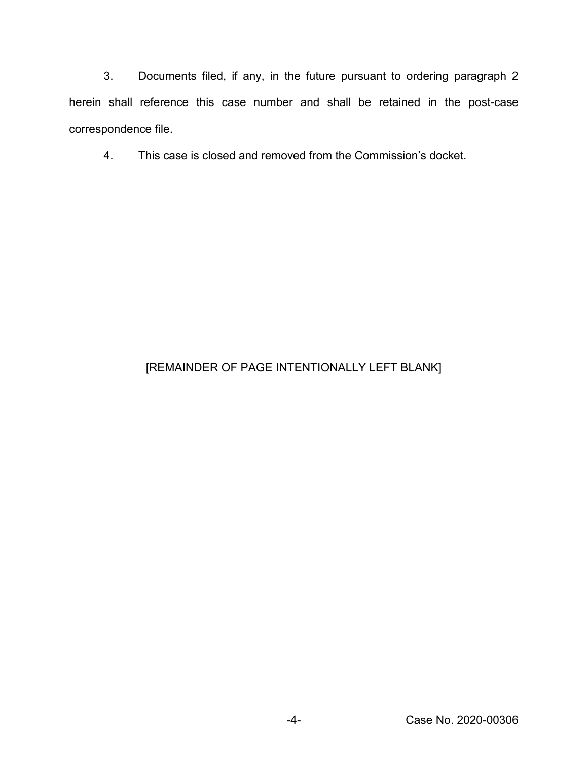3. Documents filed, if any, in the future pursuant to ordering paragraph 2 herein shall reference this case number and shall be retained in the post-case correspondence file.

4. This case is closed and removed from the Commission's docket.

[REMAINDER OF PAGE INTENTIONALLY LEFT BLANK]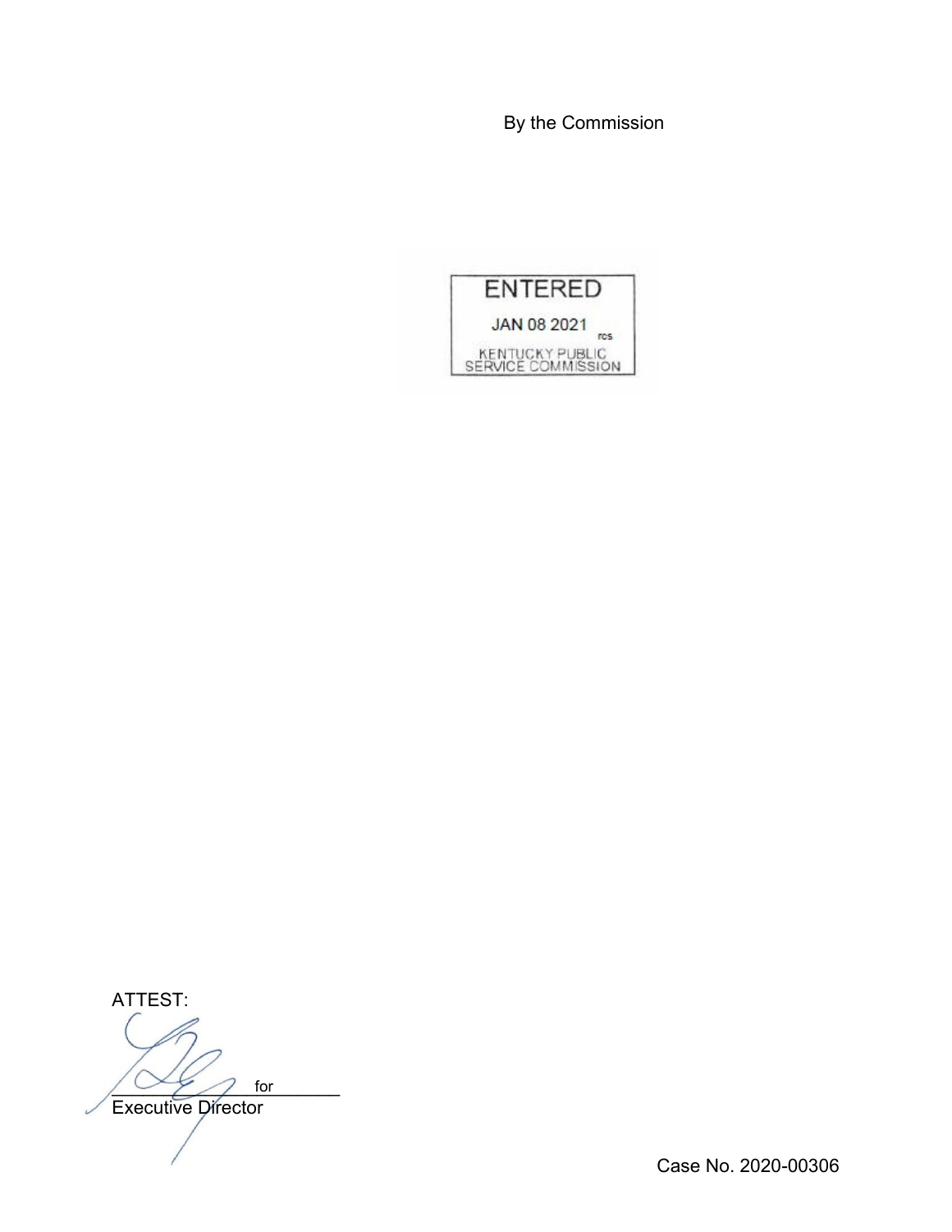By the Commission

ENTERED

JAN 08 2021

KENTUCKY PUBLIC SERVICE COMMISSION

ATTEST:

for

Executive Director

Case No. 2020-00306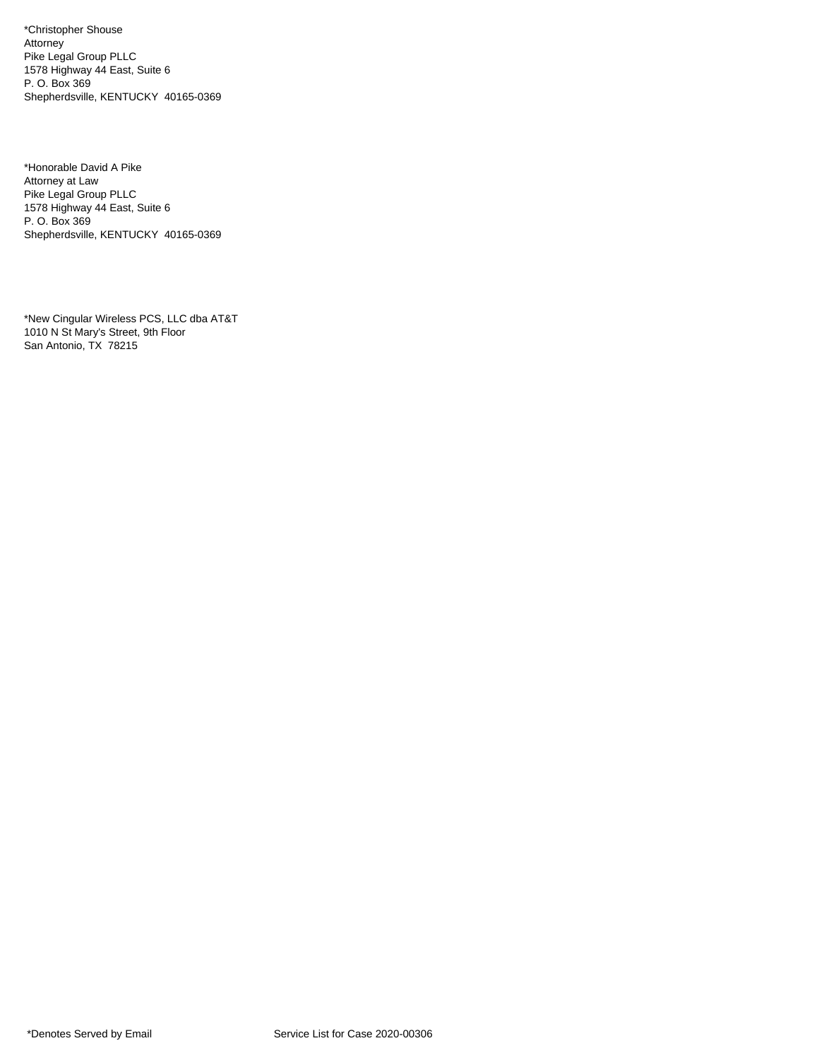*Christopher Shouse
Attorney
Pike Legal Group PLLC
1578 Highway 44 East, Suite 6
P. O. Box 369
Shepherdsville, KENTUCKY 40165-0369

*Honorable David A Pike
Attorney at Law
Pike Legal Group PLLC
1578 Highway 44 East, Suite 6
P. O. Box 369
Shepherdsville, KENTUCKY 40165-0369

*New Cingular Wireless PCS, LLC dba AT&T
1010 N St Mary's Street, 9th Floor
San Antonio, TX 78215

*Denotes Served by Email

Service List for Case 2020-00306